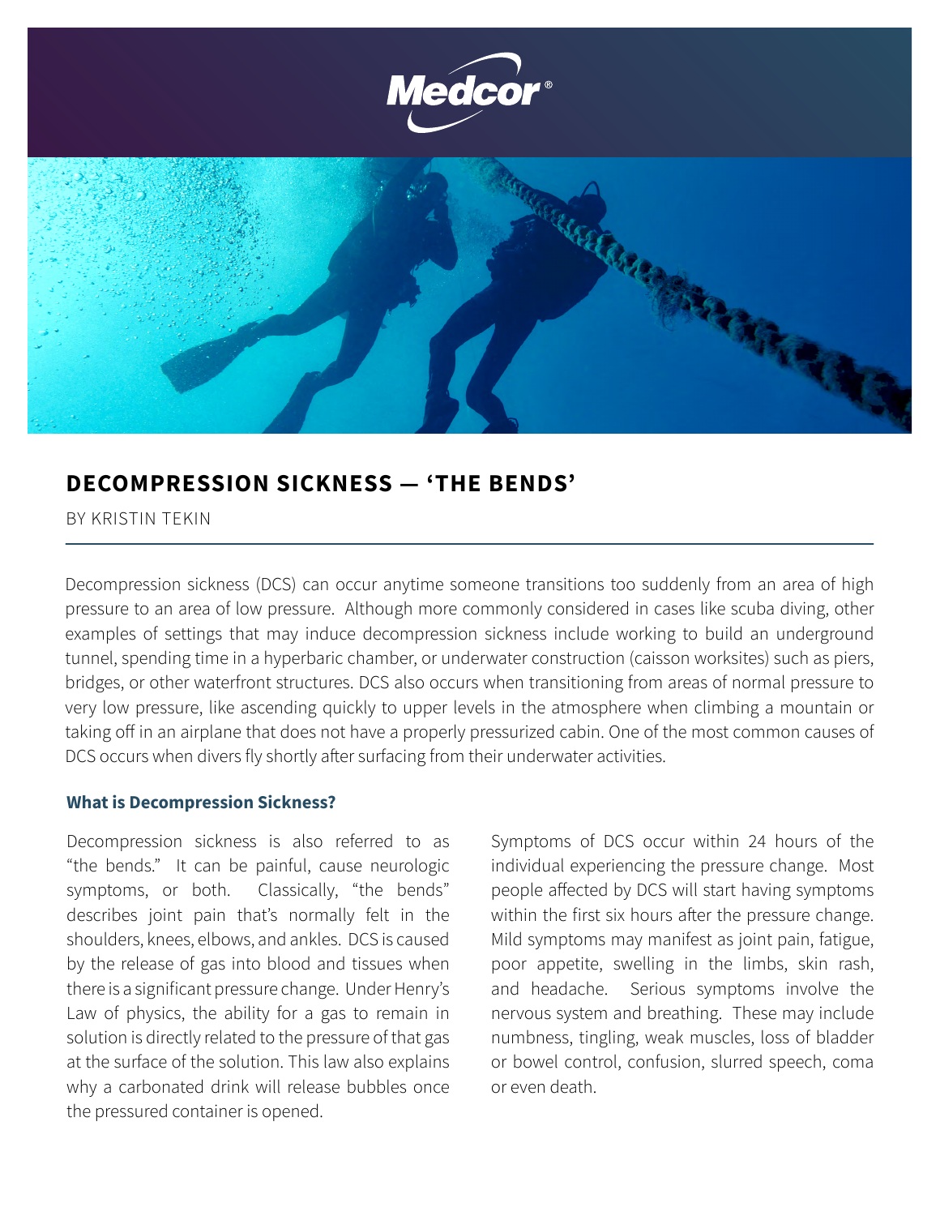Medcor®

# DECOMPRESSION SICKNESS — 'THE BENDS'

BY KRISTIN TEKIN

---

Decompression sickness (DCS) can occur anytime someone transitions too suddenly from an area of high pressure to an area of low pressure. Although more commonly considered in cases like scuba diving, other examples of settings that may induce decompression sickness include working to build an underground tunnel, spending time in a hyperbaric chamber, or underwater construction (caisson worksites) such as piers, bridges, or other waterfront structures. DCS also occurs when transitioning from areas of normal pressure to very low pressure, like ascending quickly to upper levels in the atmosphere when climbing a mountain or taking off in an airplane that does not have a properly pressurized cabin. One of the most common causes of DCS occurs when divers fly shortly after surfacing from their underwater activities.

## What is Decompression Sickness?

Decompression sickness is also referred to as "the bends." It can be painful, cause neurologic symptoms, or both. Classically, "the bends" describes joint pain that's normally felt in the shoulders, knees, elbows, and ankles. DCS is caused by the release of gas into blood and tissues when there is a significant pressure change. Under Henry's Law of physics, the ability for a gas to remain in solution is directly related to the pressure of that gas at the surface of the solution. This law also explains why a carbonated drink will release bubbles once the pressured container is opened.

Symptoms of DCS occur within 24 hours of the individual experiencing the pressure change. Most people affected by DCS will start having symptoms within the first six hours after the pressure change. Mild symptoms may manifest as joint pain, fatigue, poor appetite, swelling in the limbs, skin rash, and headache. Serious symptoms involve the nervous system and breathing. These may include numbness, tingling, weak muscles, loss of bladder or bowel control, confusion, slurred speech, coma or even death.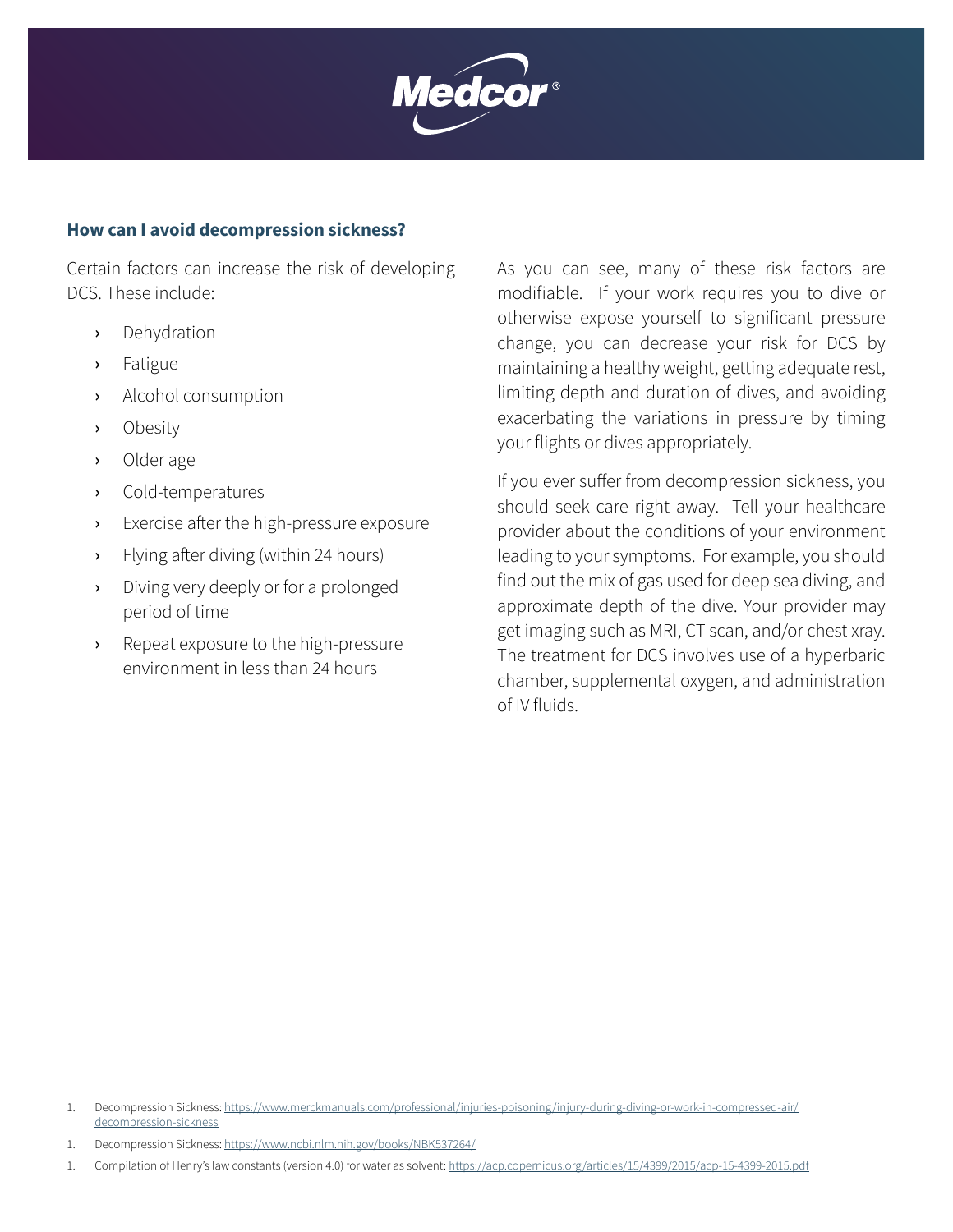## How can I avoid decompression sickness?

Certain factors can increase the risk of developing DCS. These include:

- Dehydration
- Fatigue
- Alcohol consumption
- Obesity
- Older age
- Cold-temperatures
- Exercise after the high-pressure exposure
- Flying after diving (within 24 hours)
- Diving very deeply or for a prolonged period of time
- Repeat exposure to the high-pressure environment in less than 24 hours

As you can see, many of these risk factors are modifiable. If your work requires you to dive or otherwise expose yourself to significant pressure change, you can decrease your risk for DCS by maintaining a healthy weight, getting adequate rest, limiting depth and duration of dives, and avoiding exacerbating the variations in pressure by timing your flights or dives appropriately.

If you ever suffer from decompression sickness, you should seek care right away. Tell your healthcare provider about the conditions of your environment leading to your symptoms. For example, you should find out the mix of gas used for deep sea diving, and approximate depth of the dive. Your provider may get imaging such as MRI, CT scan, and/or chest xray. The treatment for DCS involves use of a hyperbaric chamber, supplemental oxygen, and administration of IV fluids.

1. Decompression Sickness: https://www.merckmanuals.com/professional/injuries-poisoning/injury-during-diving-or-work-in-compressed-air/decompression-sickness
1. Decompression Sickness: https://www.ncbi.nlm.nih.gov/books/NBK537264/
1. Compilation of Henry's law constants (version 4.0) for water as solvent: https://acp.copernicus.org/articles/15/4399/2015/acp-15-4399-2015.pdf